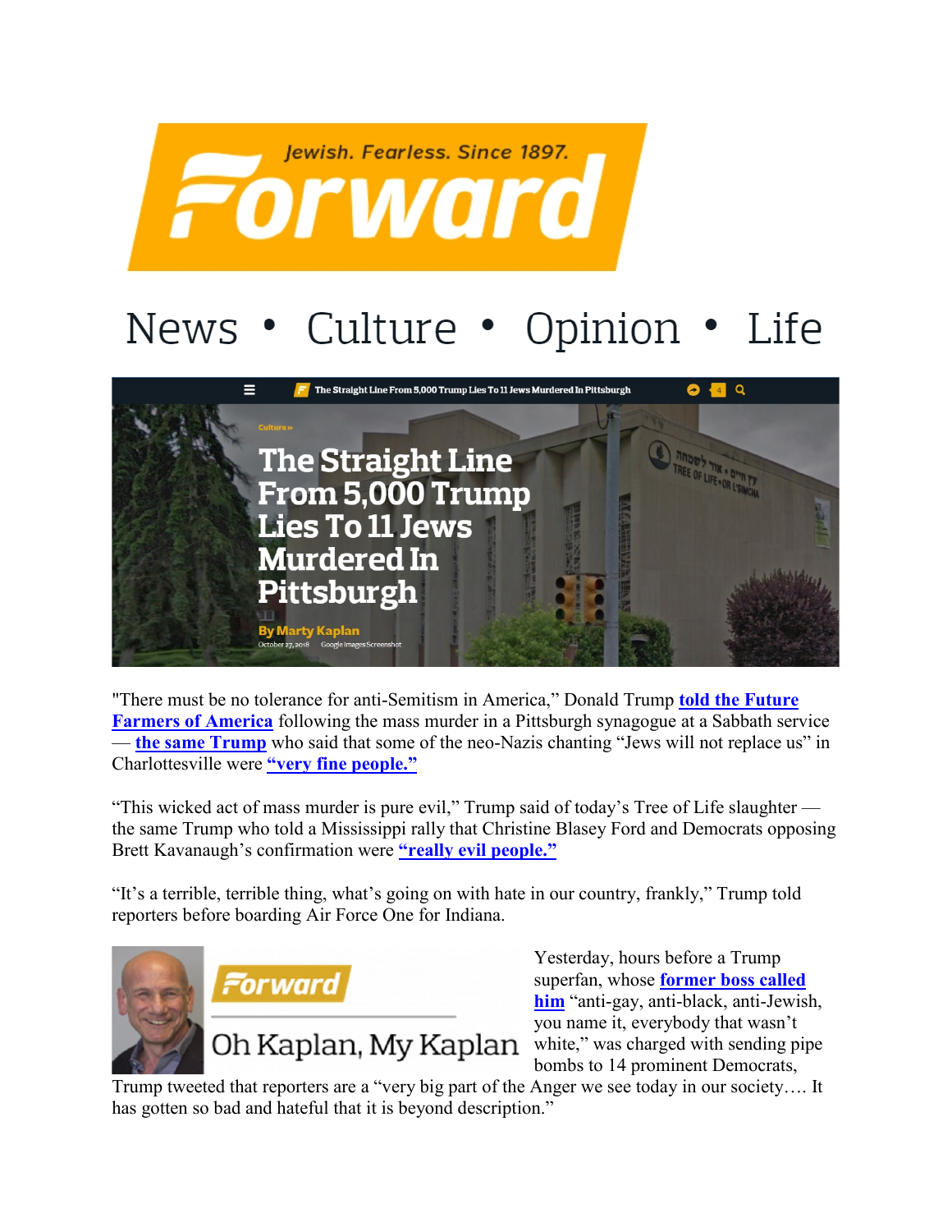Jewish. Fearless. Since 1897.

Forward

News • Culture • Opinion • Life

Culture »

# The Straight Line From 5,000 Trump Lies To 11 Jews Murdered In Pittsburgh

By Marty Kaplan

October 27, 2018 Google Images Screenshot

"There must be no tolerance for anti-Semitism in America," Donald Trump **told the Future Farmers of America** following the mass murder in a Pittsburgh synagogue at a Sabbath service — **the same Trump** who said that some of the neo-Nazis chanting "Jews will not replace us" in Charlottesville were **"very fine people."**

"This wicked act of mass murder is pure evil," Trump said of today's Tree of Life slaughter — the same Trump who told a Mississippi rally that Christine Blasey Ford and Democrats opposing Brett Kavanaugh's confirmation were **"really evil people."**

"It's a terrible, terrible thing, what's going on with hate in our country, frankly," Trump told reporters before boarding Air Force One for Indiana.

Forward — Oh Kaplan, My Kaplan

Yesterday, hours before a Trump superfan, whose **former boss called him** "anti-gay, anti-black, anti-Jewish, you name it, everybody that wasn't white," was charged with sending pipe bombs to 14 prominent Democrats, Trump tweeted that reporters are a "very big part of the Anger we see today in our society…. It has gotten so bad and hateful that it is beyond description."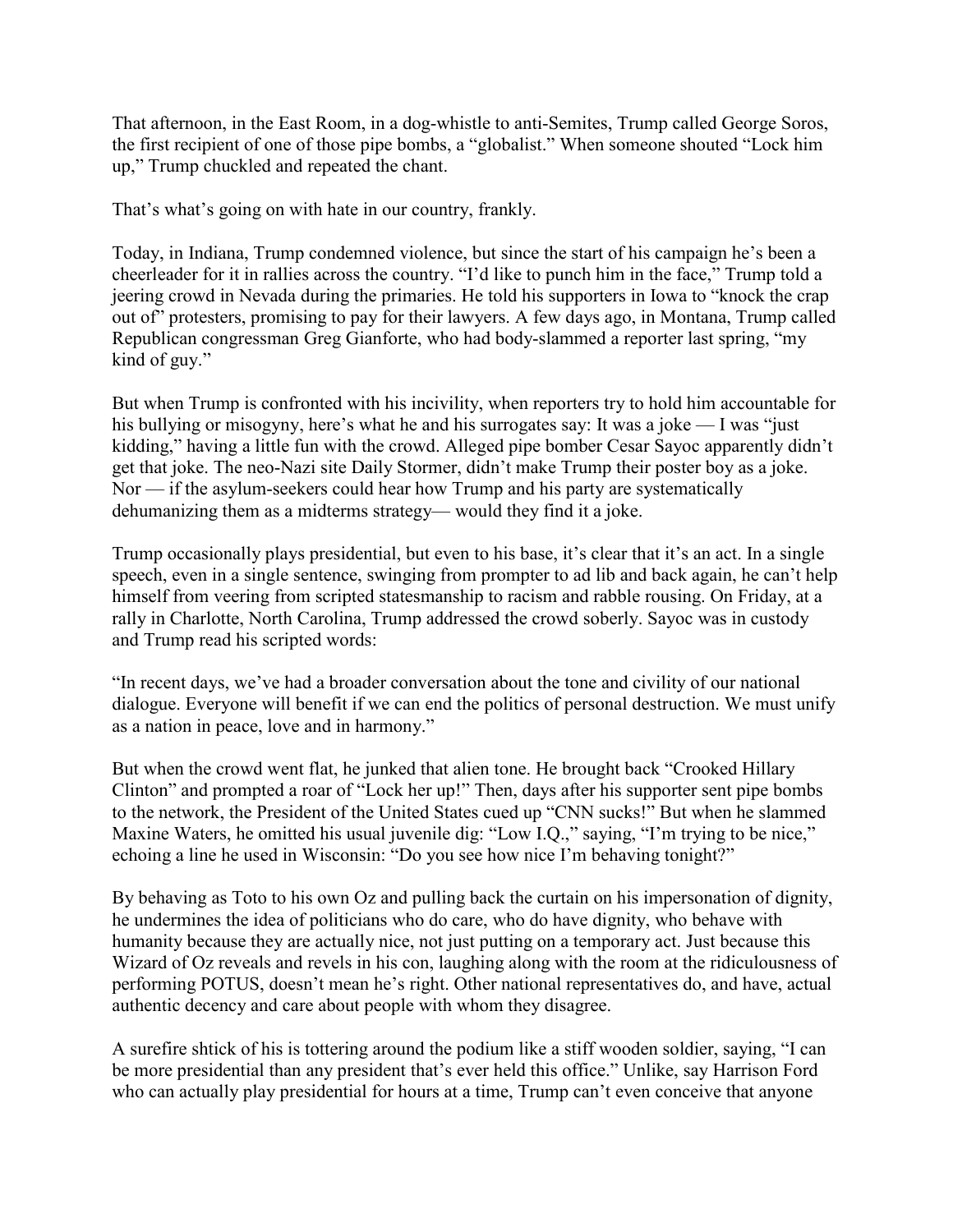That afternoon, in the East Room, in a dog-whistle to anti-Semites, Trump called George Soros, the first recipient of one of those pipe bombs, a "globalist." When someone shouted "Lock him up," Trump chuckled and repeated the chant.

That's what's going on with hate in our country, frankly.

Today, in Indiana, Trump condemned violence, but since the start of his campaign he's been a cheerleader for it in rallies across the country. "I'd like to punch him in the face," Trump told a jeering crowd in Nevada during the primaries. He told his supporters in Iowa to "knock the crap out of" protesters, promising to pay for their lawyers. A few days ago, in Montana, Trump called Republican congressman Greg Gianforte, who had body-slammed a reporter last spring, "my kind of guy."

But when Trump is confronted with his incivility, when reporters try to hold him accountable for his bullying or misogyny, here's what he and his surrogates say: It was a joke — I was "just kidding," having a little fun with the crowd. Alleged pipe bomber Cesar Sayoc apparently didn't get that joke. The neo-Nazi site Daily Stormer, didn't make Trump their poster boy as a joke. Nor — if the asylum-seekers could hear how Trump and his party are systematically dehumanizing them as a midterms strategy— would they find it a joke.

Trump occasionally plays presidential, but even to his base, it's clear that it's an act. In a single speech, even in a single sentence, swinging from prompter to ad lib and back again, he can't help himself from veering from scripted statesmanship to racism and rabble rousing. On Friday, at a rally in Charlotte, North Carolina, Trump addressed the crowd soberly. Sayoc was in custody and Trump read his scripted words:

"In recent days, we've had a broader conversation about the tone and civility of our national dialogue. Everyone will benefit if we can end the politics of personal destruction. We must unify as a nation in peace, love and in harmony."

But when the crowd went flat, he junked that alien tone. He brought back "Crooked Hillary Clinton" and prompted a roar of "Lock her up!" Then, days after his supporter sent pipe bombs to the network, the President of the United States cued up "CNN sucks!" But when he slammed Maxine Waters, he omitted his usual juvenile dig: "Low I.Q.," saying, "I'm trying to be nice," echoing a line he used in Wisconsin: "Do you see how nice I'm behaving tonight?"

By behaving as Toto to his own Oz and pulling back the curtain on his impersonation of dignity, he undermines the idea of politicians who do care, who do have dignity, who behave with humanity because they are actually nice, not just putting on a temporary act. Just because this Wizard of Oz reveals and revels in his con, laughing along with the room at the ridiculousness of performing POTUS, doesn't mean he's right. Other national representatives do, and have, actual authentic decency and care about people with whom they disagree.

A surefire shtick of his is tottering around the podium like a stiff wooden soldier, saying, "I can be more presidential than any president that's ever held this office." Unlike, say Harrison Ford who can actually play presidential for hours at a time, Trump can't even conceive that anyone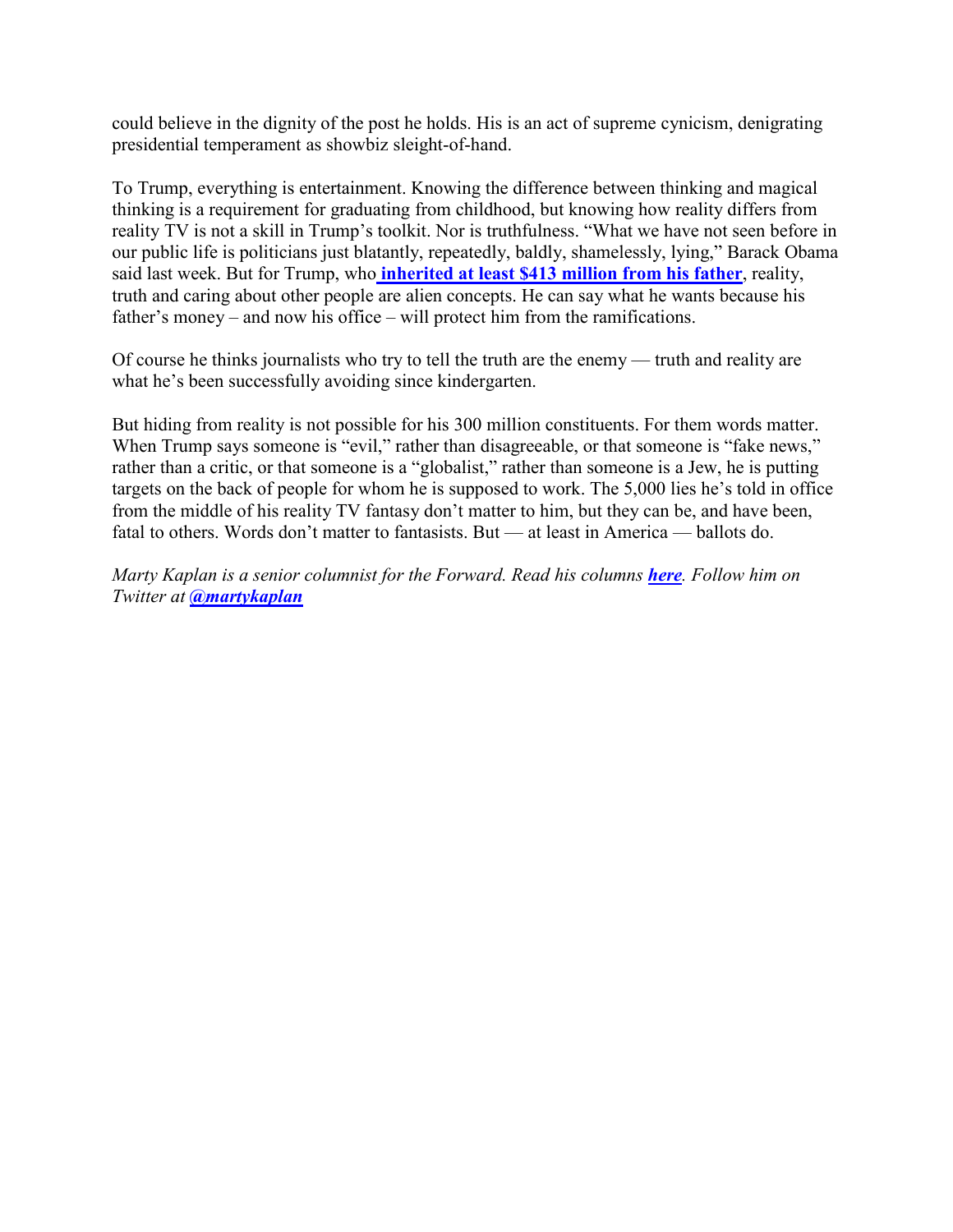could believe in the dignity of the post he holds. His is an act of supreme cynicism, denigrating presidential temperament as showbiz sleight-of-hand.

To Trump, everything is entertainment. Knowing the difference between thinking and magical thinking is a requirement for graduating from childhood, but knowing how reality differs from reality TV is not a skill in Trump's toolkit. Nor is truthfulness. "What we have not seen before in our public life is politicians just blatantly, repeatedly, baldly, shamelessly, lying," Barack Obama said last week. But for Trump, who **inherited at least $413 million from his father**, reality, truth and caring about other people are alien concepts. He can say what he wants because his father's money – and now his office – will protect him from the ramifications.

Of course he thinks journalists who try to tell the truth are the enemy — truth and reality are what he's been successfully avoiding since kindergarten.

But hiding from reality is not possible for his 300 million constituents. For them words matter. When Trump says someone is "evil," rather than disagreeable, or that someone is "fake news," rather than a critic, or that someone is a "globalist," rather than someone is a Jew, he is putting targets on the back of people for whom he is supposed to work. The 5,000 lies he's told in office from the middle of his reality TV fantasy don't matter to him, but they can be, and have been, fatal to others. Words don't matter to fantasists. But — at least in America — ballots do.

*Marty Kaplan is a senior columnist for the Forward. Read his columns* ***here****. Follow him on Twitter at* ***@martykaplan***